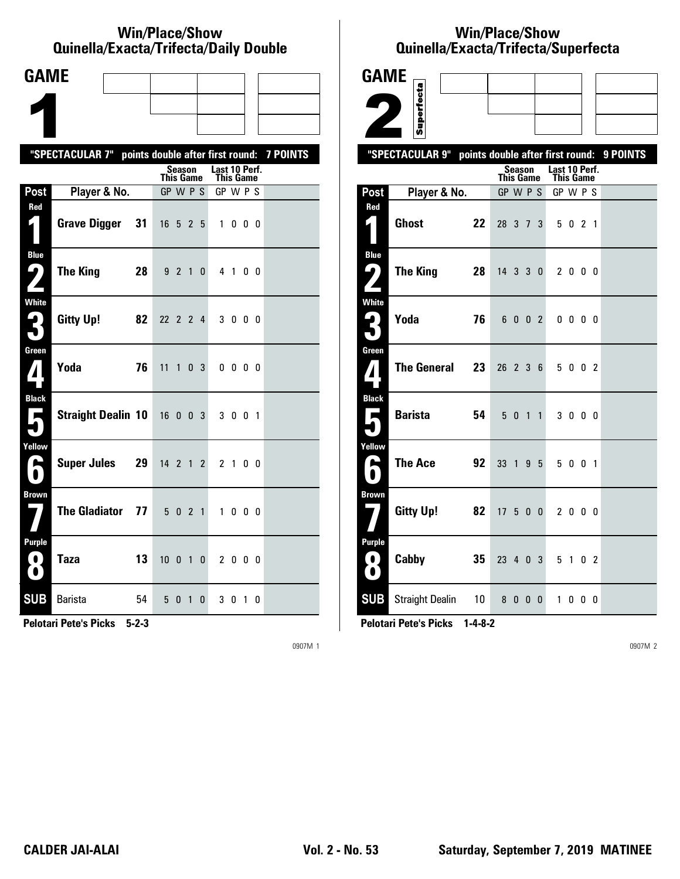## Win/Place/Show Quinella/Exacta/Trifecta/Daily Double

# GAME 1

"SPECTACULAR 7" points double after first round: 7 POINTS

| Post | Player & No. | | Season This Game GP W P S | Last 10 Perf. This Game GP W P S |
|---|---|---|---|---|
| Red 1 | Grave Digger | 31 | 16 5 2 5 | 1 0 0 0 |
| Blue 2 | The King | 28 | 9 2 1 0 | 4 1 0 0 |
| White 3 | Gitty Up! | 82 | 22 2 2 4 | 3 0 0 0 |
| Green 4 | Yoda | 76 | 11 1 0 3 | 0 0 0 0 |
| Black 5 | Straight Dealin | 10 | 16 0 0 3 | 3 0 0 1 |
| Yellow 6 | Super Jules | 29 | 14 2 1 2 | 2 1 0 0 |
| Brown 7 | The Gladiator | 77 | 5 0 2 1 | 1 0 0 0 |
| Purple 8 | Taza | 13 | 10 0 1 0 | 2 0 0 0 |
| SUB | Barista | 54 | 5 0 1 0 | 3 0 1 0 |

**Pelotari Pete's Picks 5-2-3**

0907M 1

## Win/Place/Show Quinella/Exacta/Trifecta/Superfecta

# GAME 2

Superfecta

"SPECTACULAR 9" points double after first round: 9 POINTS

| Post | Player & No. | | Season This Game GP W P S | Last 10 Perf. This Game GP W P S |
|---|---|---|---|---|
| Red 1 | Ghost | 22 | 28 3 7 3 | 5 0 2 1 |
| Blue 2 | The King | 28 | 14 3 3 0 | 2 0 0 0 |
| White 3 | Yoda | 76 | 6 0 0 2 | 0 0 0 0 |
| Green 4 | The General | 23 | 26 2 3 6 | 5 0 0 2 |
| Black 5 | Barista | 54 | 5 0 1 1 | 3 0 0 0 |
| Yellow 6 | The Ace | 92 | 33 1 9 5 | 5 0 0 1 |
| Brown 7 | Gitty Up! | 82 | 17 5 0 0 | 2 0 0 0 |
| Purple 8 | Cabby | 35 | 23 4 0 3 | 5 1 0 2 |
| SUB | Straight Dealin | 10 | 8 0 0 0 | 1 0 0 0 |

**Pelotari Pete's Picks 1-4-8-2**

0907M 2

**CALDER JAI-ALAI** **Vol. 2 - No. 53** **Saturday, September 7, 2019 MATINEE**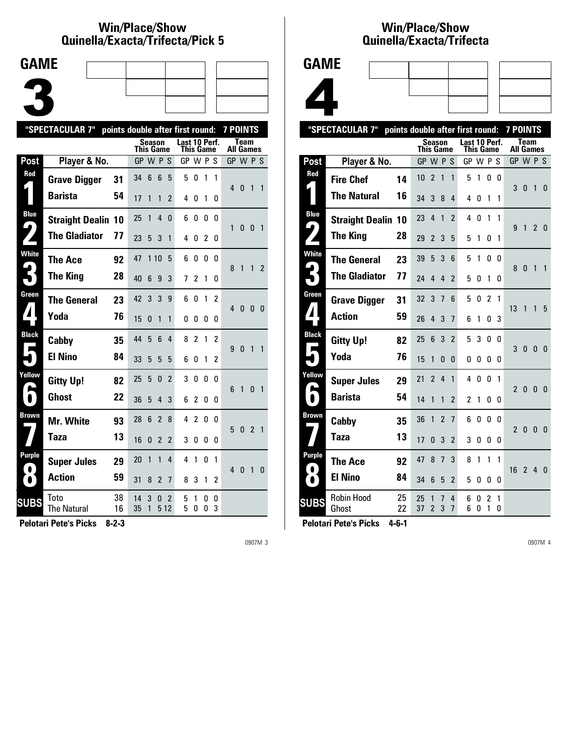# Win/Place/Show Quinella/Exacta/Trifecta/Pick 5

## GAME 3

"SPECTACULAR 7" points double after first round: 7 POINTS

| Post | Player & No. | | Season This Game GP | W | P | S | Last 10 Perf. This Game GP | W | P | S | Team All Games GP | W | P | S |
|---|---|---|---|---|---|---|---|---|---|---|---|---|---|---|
| Red 1 | Grave Digger | 31 | 34 | 6 | 6 | 5 | 5 | 0 | 1 | 1 | 4 | 0 | 1 | 1 |
| | Barista | 54 | 17 | 1 | 1 | 2 | 4 | 0 | 1 | 0 | | | | |
| Blue 2 | Straight Dealin | 10 | 25 | 1 | 4 | 0 | 6 | 0 | 0 | 0 | 1 | 0 | 0 | 1 |
| | The Gladiator | 77 | 23 | 5 | 3 | 1 | 4 | 0 | 2 | 0 | | | | |
| White 3 | The Ace | 92 | 47 | 1 | 10 | 5 | 6 | 0 | 0 | 0 | 8 | 1 | 1 | 2 |
| | The King | 28 | 40 | 6 | 9 | 3 | 7 | 2 | 1 | 0 | | | | |
| Green 4 | The General | 23 | 42 | 3 | 3 | 9 | 6 | 0 | 1 | 2 | 4 | 0 | 0 | 0 |
| | Yoda | 76 | 15 | 0 | 1 | 1 | 0 | 0 | 0 | 0 | | | | |
| Black 5 | Cabby | 35 | 44 | 5 | 6 | 4 | 8 | 2 | 1 | 2 | 9 | 0 | 1 | 1 |
| | El Nino | 84 | 33 | 5 | 5 | 5 | 6 | 0 | 1 | 2 | | | | |
| Yellow 6 | Gitty Up! | 82 | 25 | 5 | 0 | 2 | 3 | 0 | 0 | 0 | 6 | 1 | 0 | 1 |
| | Ghost | 22 | 36 | 5 | 4 | 3 | 6 | 2 | 0 | 0 | | | | |
| Brown 7 | Mr. White | 93 | 28 | 6 | 2 | 8 | 4 | 2 | 0 | 0 | 5 | 0 | 2 | 1 |
| | Taza | 13 | 16 | 0 | 2 | 2 | 3 | 0 | 0 | 0 | | | | |
| Purple 8 | Super Jules | 29 | 20 | 1 | 1 | 4 | 4 | 1 | 0 | 1 | 4 | 0 | 1 | 0 |
| | Action | 59 | 31 | 8 | 2 | 7 | 8 | 3 | 1 | 2 | | | | |
| SUBS | Toto | 38 | 14 | 3 | 0 | 2 | 5 | 1 | 0 | 0 | | | | |
| | The Natural | 16 | 35 | 1 | 5 | 12 | 5 | 0 | 0 | 3 | | | | |

**Pelotari Pete's Picks 8-2-3**

# Win/Place/Show Quinella/Exacta/Trifecta

## GAME 4

"SPECTACULAR 7" points double after first round: 7 POINTS

| Post | Player & No. | | Season This Game GP | W | P | S | Last 10 Perf. This Game GP | W | P | S | Team All Games GP | W | P | S |
|---|---|---|---|---|---|---|---|---|---|---|---|---|---|---|
| Red 1 | Fire Chef | 14 | 10 | 2 | 1 | 1 | 5 | 1 | 0 | 0 | 3 | 0 | 1 | 0 |
| | The Natural | 16 | 34 | 3 | 8 | 4 | 4 | 0 | 1 | 1 | | | | |
| Blue 2 | Straight Dealin | 10 | 23 | 4 | 1 | 2 | 4 | 0 | 1 | 1 | 9 | 1 | 2 | 0 |
| | The King | 28 | 29 | 2 | 3 | 5 | 5 | 1 | 0 | 1 | | | | |
| White 3 | The General | 23 | 39 | 5 | 3 | 6 | 5 | 1 | 0 | 0 | 8 | 0 | 1 | 1 |
| | The Gladiator | 77 | 24 | 4 | 4 | 2 | 5 | 0 | 1 | 0 | | | | |
| Green 4 | Grave Digger | 31 | 32 | 3 | 7 | 6 | 5 | 0 | 2 | 1 | 13 | 1 | 1 | 5 |
| | Action | 59 | 26 | 4 | 3 | 7 | 6 | 1 | 0 | 3 | | | | |
| Black 5 | Gitty Up! | 82 | 25 | 6 | 3 | 2 | 5 | 3 | 0 | 0 | 3 | 0 | 0 | 0 |
| | Yoda | 76 | 15 | 1 | 0 | 0 | 0 | 0 | 0 | 0 | | | | |
| Yellow 6 | Super Jules | 29 | 21 | 2 | 4 | 1 | 4 | 0 | 0 | 1 | 2 | 0 | 0 | 0 |
| | Barista | 54 | 14 | 1 | 1 | 2 | 2 | 1 | 0 | 0 | | | | |
| Brown 7 | Cabby | 35 | 36 | 1 | 2 | 7 | 6 | 0 | 0 | 0 | 2 | 0 | 0 | 0 |
| | Taza | 13 | 17 | 0 | 3 | 2 | 3 | 0 | 0 | 0 | | | | |
| Purple 8 | The Ace | 92 | 47 | 8 | 7 | 3 | 8 | 1 | 1 | 1 | 16 | 2 | 4 | 0 |
| | El Nino | 84 | 34 | 6 | 5 | 2 | 5 | 0 | 0 | 0 | | | | |
| SUBS | Robin Hood | 25 | 25 | 1 | 7 | 4 | 6 | 0 | 2 | 1 | | | | |
| | Ghost | 22 | 37 | 2 | 3 | 7 | 6 | 0 | 1 | 0 | | | | |

**Pelotari Pete's Picks 4-6-1**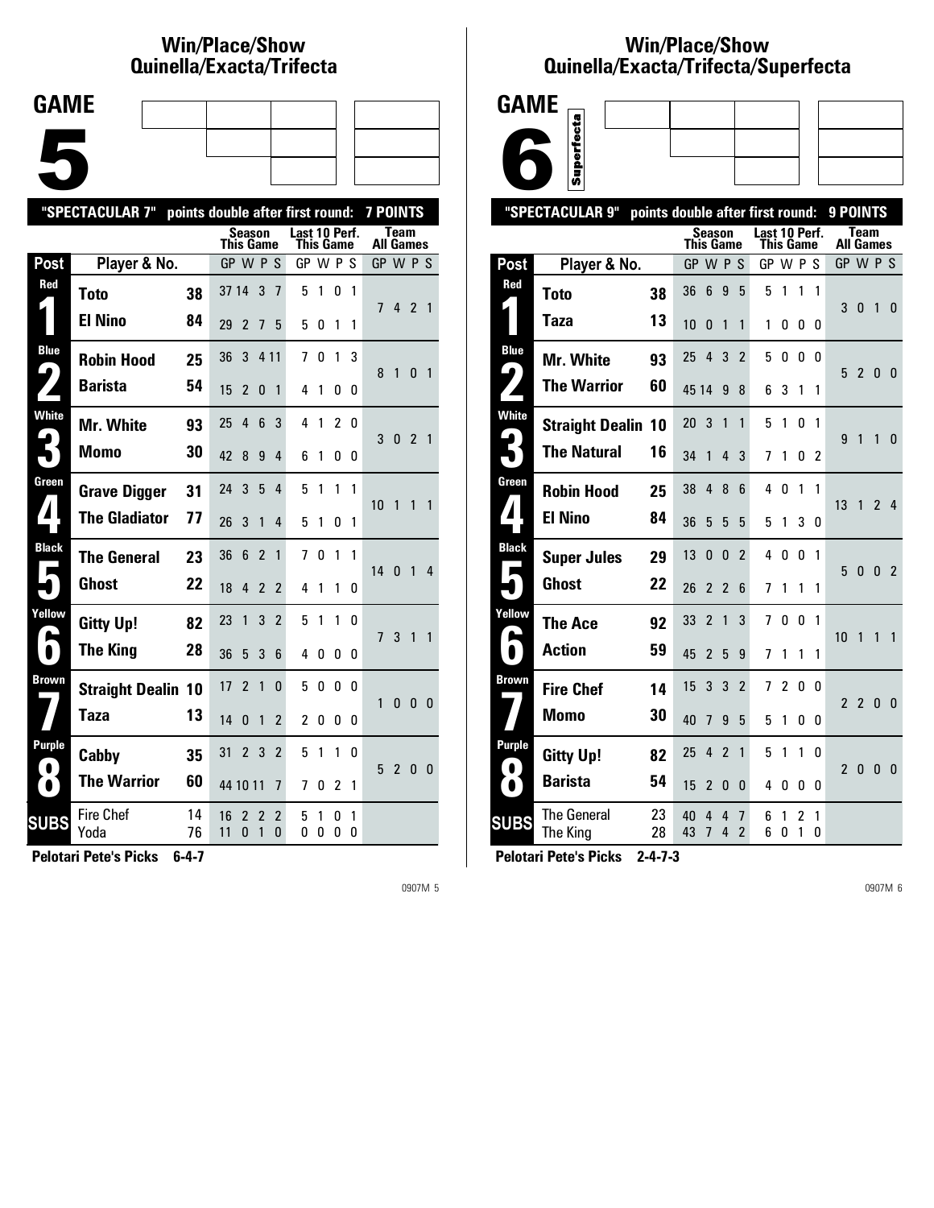## Win/Place/Show Quinella/Exacta/Trifecta

# GAME 5

"SPECTACULAR 7" points double after first round: 7 POINTS

| Post | Player & No. | | Season This Game GP | W | P | S | Last 10 Perf. This Game GP | W | P | S | Team All Games GP | W | P | S |
|---|---|---|---|---|---|---|---|---|---|---|---|---|---|---|
| Red 1 | Toto | 38 | 37 | 14 | 3 | 7 | 5 | 1 | 0 | 1 | 7 | 4 | 2 | 1 |
| | El Nino | 84 | 29 | 2 | 7 | 5 | 5 | 0 | 1 | 1 | | | | |
| Blue 2 | Robin Hood | 25 | 36 | 3 | 4 | 11 | 7 | 0 | 1 | 3 | 8 | 1 | 0 | 1 |
| | Barista | 54 | 15 | 2 | 0 | 1 | 4 | 1 | 0 | 0 | | | | |
| White 3 | Mr. White | 93 | 25 | 4 | 6 | 3 | 4 | 1 | 2 | 0 | 3 | 0 | 2 | 1 |
| | Momo | 30 | 42 | 8 | 9 | 4 | 6 | 1 | 0 | 0 | | | | |
| Green 4 | Grave Digger | 31 | 24 | 3 | 5 | 4 | 5 | 1 | 1 | 1 | 10 | 1 | 1 | 1 |
| | The Gladiator | 77 | 26 | 3 | 1 | 4 | 5 | 1 | 0 | 1 | | | | |
| Black 5 | The General | 23 | 36 | 6 | 2 | 1 | 7 | 0 | 1 | 1 | 14 | 0 | 1 | 4 |
| | Ghost | 22 | 18 | 4 | 2 | 2 | 4 | 1 | 1 | 0 | | | | |
| Yellow 6 | Gitty Up! | 82 | 23 | 1 | 3 | 2 | 5 | 1 | 1 | 0 | 7 | 3 | 1 | 1 |
| | The King | 28 | 36 | 5 | 3 | 6 | 4 | 0 | 0 | 0 | | | | |
| Brown 7 | Straight Dealin | 10 | 17 | 2 | 1 | 0 | 5 | 0 | 0 | 0 | 1 | 0 | 0 | 0 |
| | Taza | 13 | 14 | 0 | 1 | 2 | 2 | 0 | 0 | 0 | | | | |
| Purple 8 | Cabby | 35 | 31 | 2 | 3 | 2 | 5 | 1 | 1 | 0 | 5 | 2 | 0 | 0 |
| | The Warrior | 60 | 44 | 10 | 11 | 7 | 7 | 0 | 2 | 1 | | | | |
| SUBS | Fire Chef | 14 | 16 | 2 | 2 | 2 | 5 | 1 | 0 | 1 | | | | |
| | Yoda | 76 | 11 | 0 | 1 | 0 | 0 | 0 | 0 | 0 | | | | |

**Pelotari Pete's Picks 6-4-7**

0907M 5

## Win/Place/Show Quinella/Exacta/Trifecta/Superfecta

# GAME 6

Superfecta

"SPECTACULAR 9" points double after first round: 9 POINTS

| Post | Player & No. | | Season This Game GP | W | P | S | Last 10 Perf. This Game GP | W | P | S | Team All Games GP | W | P | S |
|---|---|---|---|---|---|---|---|---|---|---|---|---|---|---|
| Red 1 | Toto | 38 | 36 | 6 | 9 | 5 | 5 | 1 | 1 | 1 | 3 | 0 | 1 | 0 |
| | Taza | 13 | 10 | 0 | 1 | 1 | 1 | 0 | 0 | 0 | | | | |
| Blue 2 | Mr. White | 93 | 25 | 4 | 3 | 2 | 5 | 0 | 0 | 0 | 5 | 2 | 0 | 0 |
| | The Warrior | 60 | 45 | 14 | 9 | 8 | 6 | 3 | 1 | 1 | | | | |
| White 3 | Straight Dealin | 10 | 20 | 3 | 1 | 1 | 5 | 1 | 0 | 1 | 9 | 1 | 1 | 0 |
| | The Natural | 16 | 34 | 1 | 4 | 3 | 7 | 1 | 0 | 2 | | | | |
| Green 4 | Robin Hood | 25 | 38 | 4 | 8 | 6 | 4 | 0 | 1 | 1 | 13 | 1 | 2 | 4 |
| | El Nino | 84 | 36 | 5 | 5 | 5 | 5 | 1 | 3 | 0 | | | | |
| Black 5 | Super Jules | 29 | 13 | 0 | 0 | 2 | 4 | 0 | 0 | 1 | 5 | 0 | 0 | 2 |
| | Ghost | 22 | 26 | 2 | 2 | 6 | 7 | 1 | 1 | 1 | | | | |
| Yellow 6 | The Ace | 92 | 33 | 2 | 1 | 3 | 7 | 0 | 0 | 1 | 10 | 1 | 1 | 1 |
| | Action | 59 | 45 | 2 | 5 | 9 | 7 | 1 | 1 | 1 | | | | |
| Brown 7 | Fire Chef | 14 | 15 | 3 | 3 | 2 | 7 | 2 | 0 | 0 | 2 | 2 | 0 | 0 |
| | Momo | 30 | 40 | 7 | 9 | 5 | 5 | 1 | 0 | 0 | | | | |
| Purple 8 | Gitty Up! | 82 | 25 | 4 | 2 | 1 | 5 | 1 | 1 | 0 | 2 | 0 | 0 | 0 |
| | Barista | 54 | 15 | 2 | 0 | 0 | 4 | 0 | 0 | 0 | | | | |
| SUBS | The General | 23 | 40 | 4 | 4 | 7 | 6 | 1 | 2 | 1 | | | | |
| | The King | 28 | 43 | 7 | 4 | 2 | 6 | 0 | 1 | 0 | | | | |

**Pelotari Pete's Picks 2-4-7-3**

0907M 6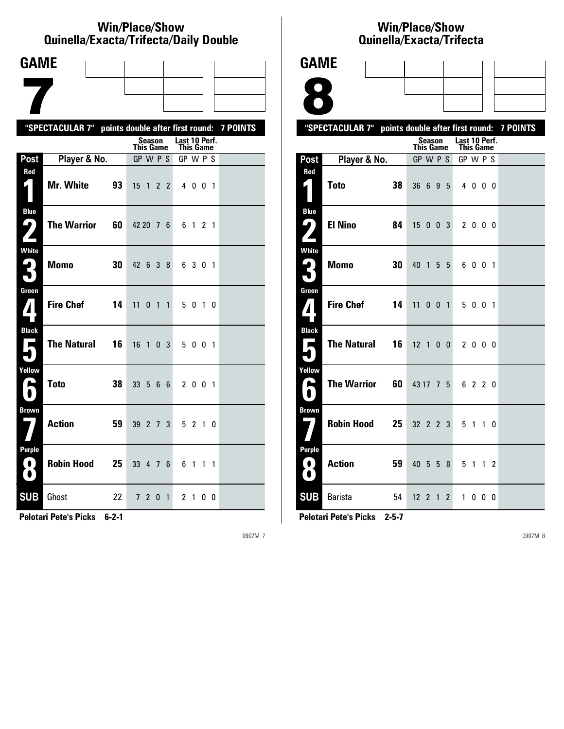# Win/Place/Show
# Quinella/Exacta/Trifecta/Daily Double

## GAME 7

"SPECTACULAR 7" points double after first round: 7 POINTS

| Post | Player & No. | | Season This Game GP W P S | Last 10 Perf. This Game GP W P S |
|---|---|---|---|---|
| Red 1 | Mr. White | 93 | 15 1 2 2 | 4 0 0 1 |
| Blue 2 | The Warrior | 60 | 42 20 7 6 | 6 1 2 1 |
| White 3 | Momo | 30 | 42 6 3 8 | 6 3 0 1 |
| Green 4 | Fire Chef | 14 | 11 0 1 1 | 5 0 1 0 |
| Black 5 | The Natural | 16 | 16 1 0 3 | 5 0 0 1 |
| Yellow 6 | Toto | 38 | 33 5 6 6 | 2 0 0 1 |
| Brown 7 | Action | 59 | 39 2 7 3 | 5 2 1 0 |
| Purple 8 | Robin Hood | 25 | 33 4 7 6 | 6 1 1 1 |
| SUB | Ghost | 22 | 7 2 0 1 | 2 1 0 0 |

**Pelotari Pete's Picks 6-2-1**

# Win/Place/Show
# Quinella/Exacta/Trifecta

## GAME 8

"SPECTACULAR 7" points double after first round: 7 POINTS

| Post | Player & No. | | Season This Game GP W P S | Last 10 Perf. This Game GP W P S |
|---|---|---|---|---|
| Red 1 | Toto | 38 | 36 6 9 5 | 4 0 0 0 |
| Blue 2 | El Nino | 84 | 15 0 0 3 | 2 0 0 0 |
| White 3 | Momo | 30 | 40 1 5 5 | 6 0 0 1 |
| Green 4 | Fire Chef | 14 | 11 0 0 1 | 5 0 0 1 |
| Black 5 | The Natural | 16 | 12 1 0 0 | 2 0 0 0 |
| Yellow 6 | The Warrior | 60 | 43 17 7 5 | 6 2 2 0 |
| Brown 7 | Robin Hood | 25 | 32 2 2 3 | 5 1 1 0 |
| Purple 8 | Action | 59 | 40 5 5 8 | 5 1 1 2 |
| SUB | Barista | 54 | 12 2 1 2 | 1 0 0 0 |

**Pelotari Pete's Picks 2-5-7**